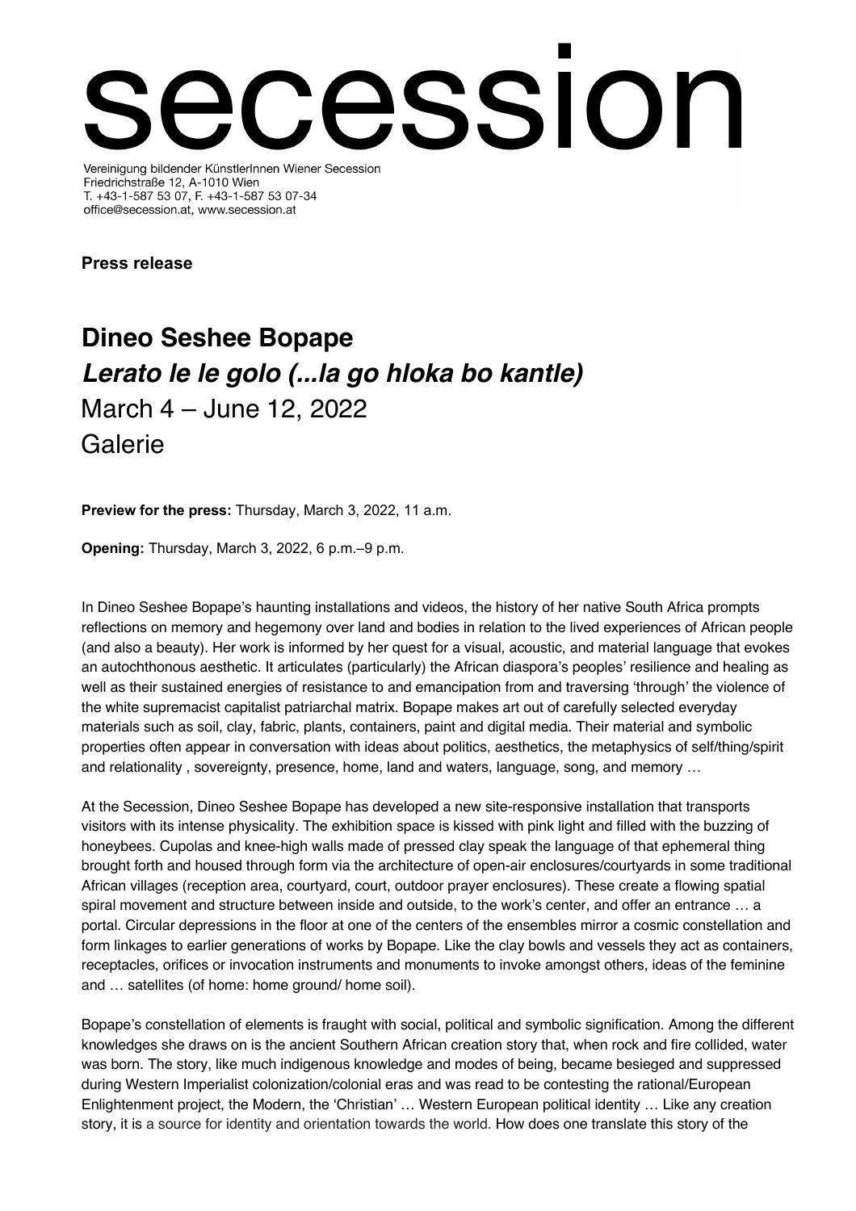# secession

Vereinigung bildender KünstlerInnen Wiener Secession
Friedrichstraße 12, A-1010 Wien
T. +43-1-587 53 07, F. +43-1-587 53 07-34
office@secession.at, www.secession.at

**Press release**

## Dineo Seshee Bopape
## *Lerato le le golo (...la go hloka bo kantle)*
## March 4 – June 12, 2022
## Galerie

**Preview for the press:** Thursday, March 3, 2022, 11 a.m.

**Opening:** Thursday, March 3, 2022, 6 p.m.–9 p.m.

In Dineo Seshee Bopape's haunting installations and videos, the history of her native South Africa prompts reflections on memory and hegemony over land and bodies in relation to the lived experiences of African people (and also a beauty). Her work is informed by her quest for a visual, acoustic, and material language that evokes an autochthonous aesthetic. It articulates (particularly) the African diaspora's peoples' resilience and healing as well as their sustained energies of resistance to and emancipation from and traversing 'through' the violence of the white supremacist capitalist patriarchal matrix. Bopape makes art out of carefully selected everyday materials such as soil, clay, fabric, plants, containers, paint and digital media. Their material and symbolic properties often appear in conversation with ideas about politics, aesthetics, the metaphysics of self/thing/spirit and relationality , sovereignty, presence, home, land and waters, language, song, and memory …

At the Secession, Dineo Seshee Bopape has developed a new site-responsive installation that transports visitors with its intense physicality. The exhibition space is kissed with pink light and filled with the buzzing of honeybees. Cupolas and knee-high walls made of pressed clay speak the language of that ephemeral thing brought forth and housed through form via the architecture of open-air enclosures/courtyards in some traditional African villages (reception area, courtyard, court, outdoor prayer enclosures). These create a flowing spatial spiral movement and structure between inside and outside, to the work's center, and offer an entrance … a portal. Circular depressions in the floor at one of the centers of the ensembles mirror a cosmic constellation and form linkages to earlier generations of works by Bopape. Like the clay bowls and vessels they act as containers, receptacles, orifices or invocation instruments and monuments to invoke amongst others, ideas of the feminine and … satellites (of home: home ground/ home soil).

Bopape's constellation of elements is fraught with social, political and symbolic signification. Among the different knowledges she draws on is the ancient Southern African creation story that, when rock and fire collided, water was born. The story, like much indigenous knowledge and modes of being, became besieged and suppressed during Western Imperialist colonization/colonial eras and was read to be contesting the rational/European Enlightenment project, the Modern, the 'Christian' … Western European political identity … Like any creation story, it is a source for identity and orientation towards the world. How does one translate this story of the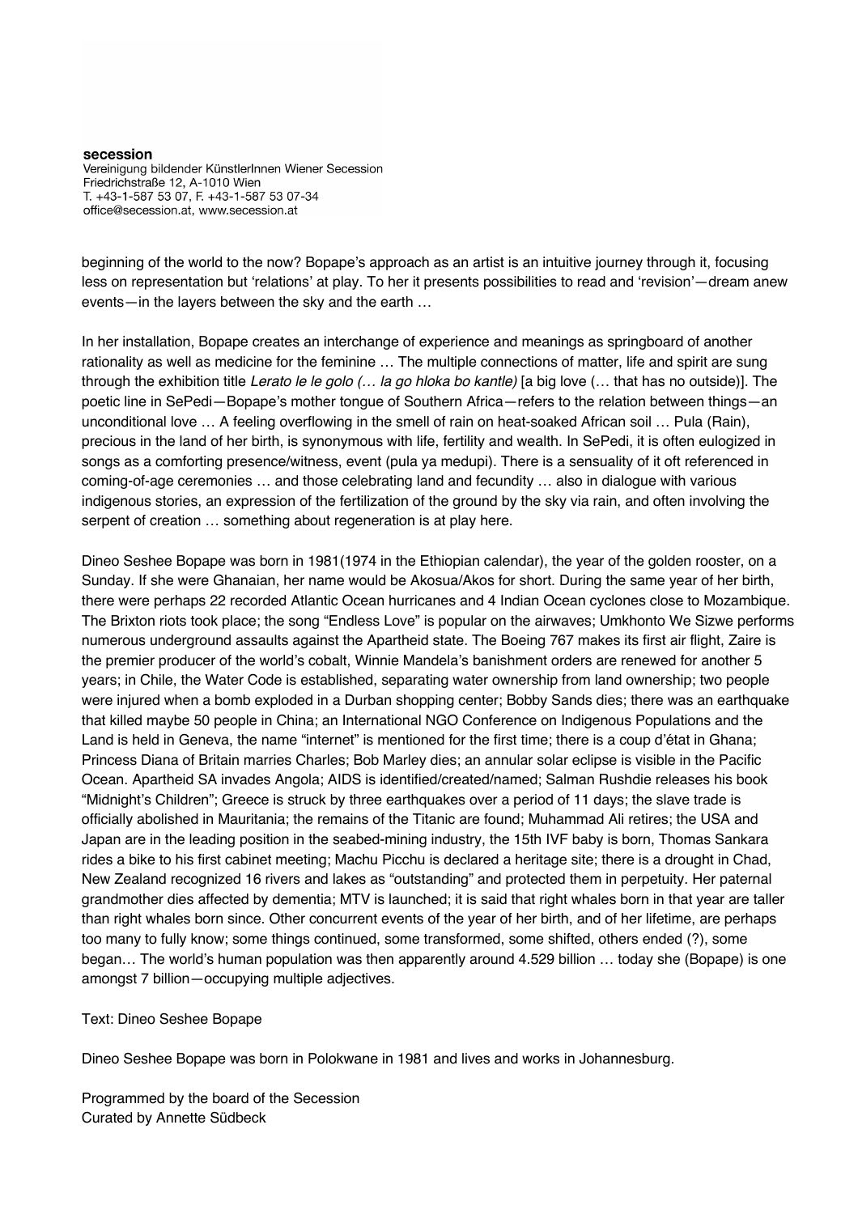beginning of the world to the now? Bopape's approach as an artist is an intuitive journey through it, focusing less on representation but 'relations' at play. To her it presents possibilities to read and 'revision'—dream anew events—in the layers between the sky and the earth …

In her installation, Bopape creates an interchange of experience and meanings as springboard of another rationality as well as medicine for the feminine … The multiple connections of matter, life and spirit are sung through the exhibition title *Lerato le le golo (… la go hloka bo kantle)* [a big love (… that has no outside)]. The poetic line in SePedi—Bopape's mother tongue of Southern Africa—refers to the relation between things—an unconditional love … A feeling overflowing in the smell of rain on heat-soaked African soil … Pula (Rain), precious in the land of her birth, is synonymous with life, fertility and wealth. In SePedi, it is often eulogized in songs as a comforting presence/witness, event (pula ya medupi). There is a sensuality of it oft referenced in coming-of-age ceremonies … and those celebrating land and fecundity … also in dialogue with various indigenous stories, an expression of the fertilization of the ground by the sky via rain, and often involving the serpent of creation … something about regeneration is at play here.

Dineo Seshee Bopape was born in 1981(1974 in the Ethiopian calendar), the year of the golden rooster, on a Sunday. If she were Ghanaian, her name would be Akosua/Akos for short. During the same year of her birth, there were perhaps 22 recorded Atlantic Ocean hurricanes and 4 Indian Ocean cyclones close to Mozambique. The Brixton riots took place; the song "Endless Love" is popular on the airwaves; Umkhonto We Sizwe performs numerous underground assaults against the Apartheid state. The Boeing 767 makes its first air flight, Zaire is the premier producer of the world's cobalt, Winnie Mandela's banishment orders are renewed for another 5 years; in Chile, the Water Code is established, separating water ownership from land ownership; two people were injured when a bomb exploded in a Durban shopping center; Bobby Sands dies; there was an earthquake that killed maybe 50 people in China; an International NGO Conference on Indigenous Populations and the Land is held in Geneva, the name "internet" is mentioned for the first time; there is a coup d'état in Ghana; Princess Diana of Britain marries Charles; Bob Marley dies; an annular solar eclipse is visible in the Pacific Ocean. Apartheid SA invades Angola; AIDS is identified/created/named; Salman Rushdie releases his book "Midnight's Children"; Greece is struck by three earthquakes over a period of 11 days; the slave trade is officially abolished in Mauritania; the remains of the Titanic are found; Muhammad Ali retires; the USA and Japan are in the leading position in the seabed-mining industry, the 15th IVF baby is born, Thomas Sankara rides a bike to his first cabinet meeting; Machu Picchu is declared a heritage site; there is a drought in Chad, New Zealand recognized 16 rivers and lakes as "outstanding" and protected them in perpetuity. Her paternal grandmother dies affected by dementia; MTV is launched; it is said that right whales born in that year are taller than right whales born since. Other concurrent events of the year of her birth, and of her lifetime, are perhaps too many to fully know; some things continued, some transformed, some shifted, others ended (?), some began… The world's human population was then apparently around 4.529 billion … today she (Bopape) is one amongst 7 billion—occupying multiple adjectives.

Text: Dineo Seshee Bopape

Dineo Seshee Bopape was born in Polokwane in 1981 and lives and works in Johannesburg.

Programmed by the board of the Secession
Curated by Annette Südbeck